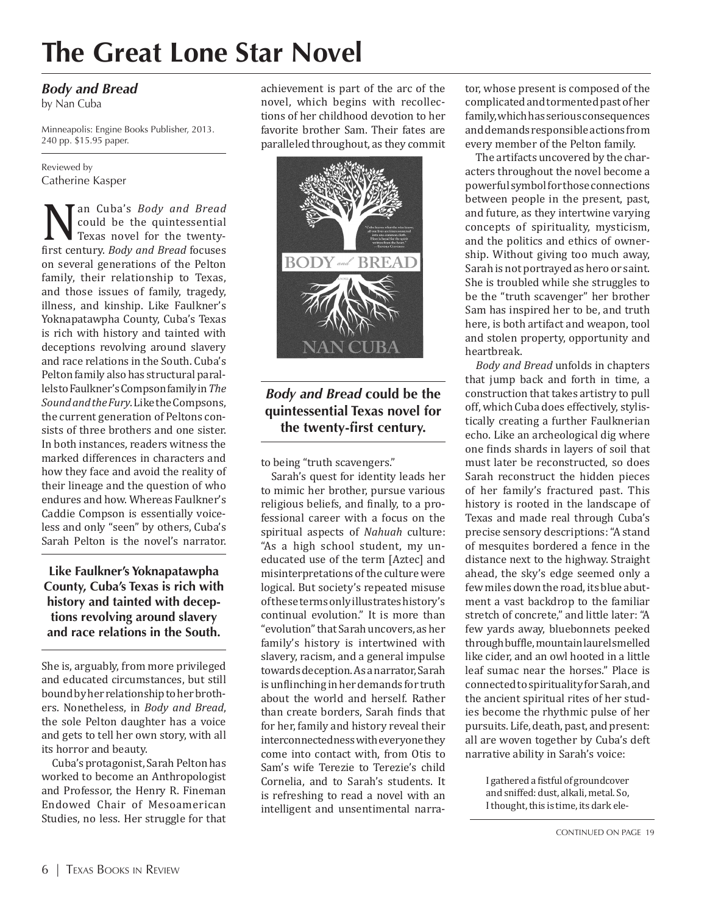# The Great Lone Star Novel

***Body and Bread***
by Nan Cuba

Minneapolis: Engine Books Publisher, 2013. 240 pp. $15.95 paper.

Reviewed by
Catherine Kasper

Nan Cuba's *Body and Bread* could be the quintessential Texas novel for the twenty-first century. *Body and Bread* focuses on several generations of the Pelton family, their relationship to Texas, and those issues of family, tragedy, illness, and kinship. Like Faulkner's Yoknapatawpha County, Cuba's Texas is rich with history and tainted with deceptions revolving around slavery and race relations in the South. Cuba's Pelton family also has structural parallels to Faulkner's Compson family in *The Sound and the Fury*. Like the Compsons, the current generation of Peltons consists of three brothers and one sister. In both instances, readers witness the marked differences in characters and how they face and avoid the reality of their lineage and the question of who endures and how. Whereas Faulkner's Caddie Compson is essentially voiceless and only "seen" by others, Cuba's Sarah Pelton is the novel's narrator.

**Like Faulkner's Yoknapatawpha County, Cuba's Texas is rich with history and tainted with deceptions revolving around slavery and race relations in the South.**

She is, arguably, from more privileged and educated circumstances, but still bound by her relationship to her brothers. Nonetheless, in *Body and Bread*, the sole Pelton daughter has a voice and gets to tell her own story, with all its horror and beauty.

Cuba's protagonist, Sarah Pelton has worked to become an Anthropologist and Professor, the Henry R. Fineman Endowed Chair of Mesoamerican Studies, no less. Her struggle for that achievement is part of the arc of the novel, which begins with recollections of her childhood devotion to her favorite brother Sam. Their fates are paralleled throughout, as they commit to being "truth scavengers."

***Body and Bread* could be the quintessential Texas novel for the twenty-first century.**

Sarah's quest for identity leads her to mimic her brother, pursue various religious beliefs, and finally, to a professional career with a focus on the spiritual aspects of *Nahuah* culture: "As a high school student, my uneducated use of the term [Aztec] and misinterpretations of the culture were logical. But society's repeated misuse of these terms only illustrates history's continual evolution." It is more than "evolution" that Sarah uncovers, as her family's history is intertwined with slavery, racism, and a general impulse towards deception. As a narrator, Sarah is unflinching in her demands for truth about the world and herself. Rather than create borders, Sarah finds that for her, family and history reveal their interconnectedness with everyone they come into contact with, from Otis to Sam's wife Terezie to Terezie's child Cornelia, and to Sarah's students. It is refreshing to read a novel with an intelligent and unsentimental narrator, whose present is composed of the complicated and tormented past of her family, which has serious consequences and demands responsible actions from every member of the Pelton family.

The artifacts uncovered by the characters throughout the novel become a powerful symbol for those connections between people in the present, past, and future, as they intertwine varying concepts of spirituality, mysticism, and the politics and ethics of ownership. Without giving too much away, Sarah is not portrayed as hero or saint. She is troubled while she struggles to be the "truth scavenger" her brother Sam has inspired her to be, and truth here, is both artifact and weapon, tool and stolen property, opportunity and heartbreak.

*Body and Bread* unfolds in chapters that jump back and forth in time, a construction that takes artistry to pull off, which Cuba does effectively, stylistically creating a further Faulknerian echo. Like an archeological dig where one finds shards in layers of soil that must later be reconstructed, so does Sarah reconstruct the hidden pieces of her family's fractured past. This history is rooted in the landscape of Texas and made real through Cuba's precise sensory descriptions: "A stand of mesquites bordered a fence in the distance next to the highway. Straight ahead, the sky's edge seemed only a few miles down the road, its blue abutment a vast backdrop to the familiar stretch of concrete," and little later: "A few yards away, bluebonnets peeked through buffle, mountain laurel smelled like cider, and an owl hooted in a little leaf sumac near the horses." Place is connected to spirituality for Sarah, and the ancient spiritual rites of her studies become the rhythmic pulse of her pursuits. Life, death, past, and present: all are woven together by Cuba's deft narrative ability in Sarah's voice:

> I gathered a fistful of groundcover and sniffed: dust, alkali, metal. So, I thought, this is time, its dark ele-

CONTINUED ON PAGE 19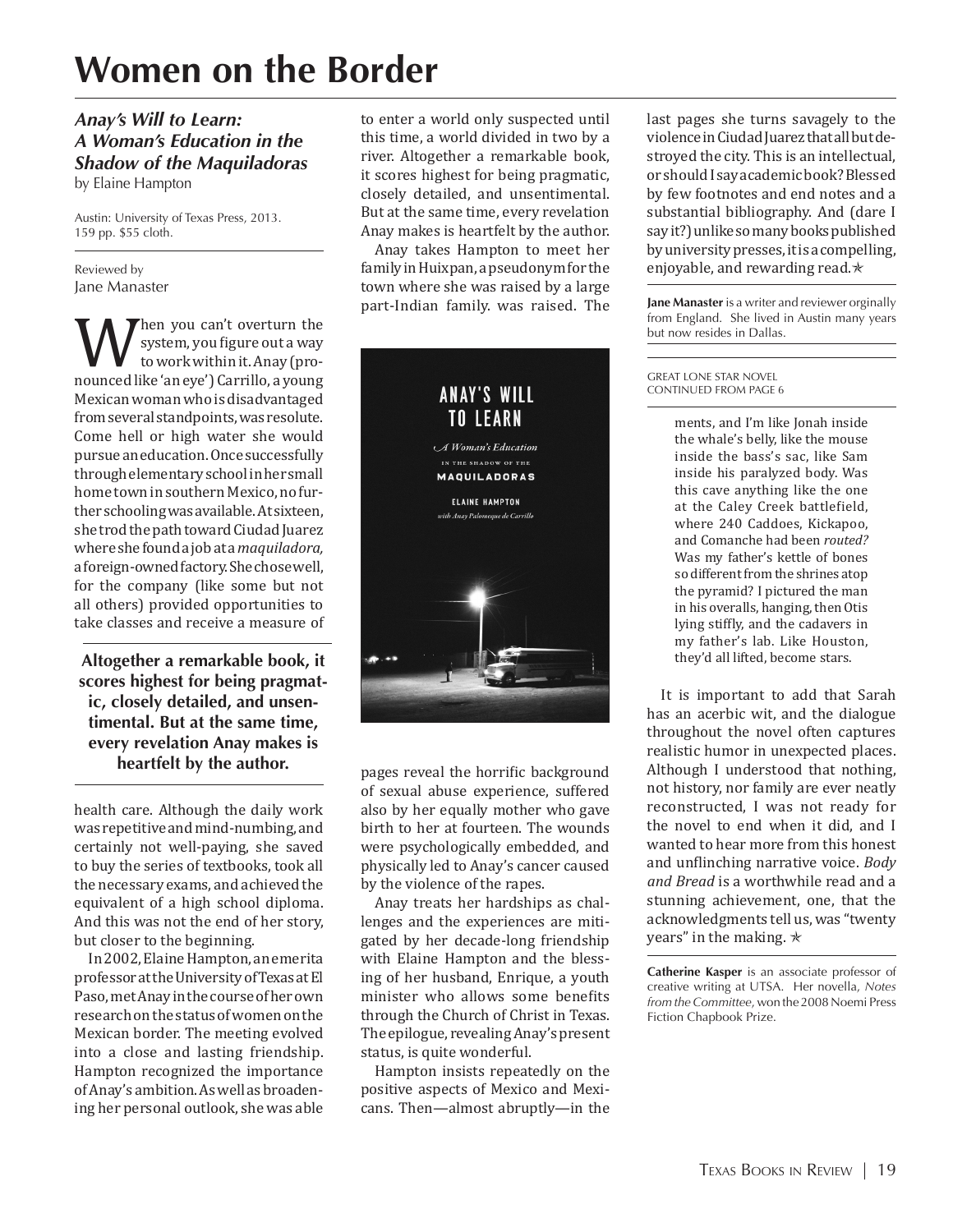# Women on the Border

### *Anay's Will to Learn: A Woman's Education in the Shadow of the Maquiladoras*

by Elaine Hampton

Austin: University of Texas Press, 2013.
159 pp. $55 cloth.

Reviewed by
Jane Manaster

When you can't overturn the system, you figure out a way to work within it. Anay (pronounced like 'an eye') Carrillo, a young Mexican woman who is disadvantaged from several standpoints, was resolute. Come hell or high water she would pursue an education. Once successfully through elementary school in her small hometown in southern Mexico, no further schooling was available. At sixteen, she trod the path toward Ciudad Juarez where she found a job at a *maquiladora,* a foreign-owned factory. She chose well, for the company (like some but not all others) provided opportunities to take classes and receive a measure of health care. Although the daily work was repetitive and mind-numbing, and certainly not well-paying, she saved to buy the series of textbooks, took all the necessary exams, and achieved the equivalent of a high school diploma. And this was not the end of her story, but closer to the beginning.

**Altogether a remarkable book, it scores highest for being pragmatic, closely detailed, and unsentimental. But at the same time, every revelation Anay makes is heartfelt by the author.**

In 2002, Elaine Hampton, an emerita professor at the University of Texas at El Paso, met Anay in the course of her own research on the status of women on the Mexican border. The meeting evolved into a close and lasting friendship. Hampton recognized the importance of Anay's ambition. As well as broadening her personal outlook, she was able to enter a world only suspected until this time, a world divided in two by a river. Altogether a remarkable book, it scores highest for being pragmatic, closely detailed, and unsentimental. But at the same time, every revelation Anay makes is heartfelt by the author.

Anay takes Hampton to meet her family in Huixpan, a pseudonym for the town where she was raised by a large part-Indian family. was raised. The pages reveal the horrific background of sexual abuse experience, suffered also by her equally mother who gave birth to her at fourteen. The wounds were psychologically embedded, and physically led to Anay's cancer caused by the violence of the rapes.

Anay treats her hardships as challenges and the experiences are mitigated by her decade-long friendship with Elaine Hampton and the blessing of her husband, Enrique, a youth minister who allows some benefits through the Church of Christ in Texas. The epilogue, revealing Anay's present status, is quite wonderful.

Hampton insists repeatedly on the positive aspects of Mexico and Mexicans. Then—almost abruptly—in the last pages she turns savagely to the violence in Ciudad Juarez that all but destroyed the city. This is an intellectual, or should I say academic book? Blessed by few footnotes and end notes and a substantial bibliography. And (dare I say it?) unlike so many books published by university presses, it is a compelling, enjoyable, and rewarding read.✯

**Jane Manaster** is a writer and reviewer orginally from England. She lived in Austin many years but now resides in Dallas.

---

GREAT LONE STAR NOVEL
CONTINUED FROM PAGE 6

> ments, and I'm like Jonah inside the whale's belly, like the mouse inside the bass's sac, like Sam inside his paralyzed body. Was this cave anything like the one at the Caley Creek battlefield, where 240 Caddoes, Kickapoo, and Comanche had been *routed?* Was my father's kettle of bones so different from the shrines atop the pyramid? I pictured the man in his overalls, hanging, then Otis lying stiffly, and the cadavers in my father's lab. Like Houston, they'd all lifted, become stars.

It is important to add that Sarah has an acerbic wit, and the dialogue throughout the novel often captures realistic humor in unexpected places. Although I understood that nothing, not history, nor family are ever neatly reconstructed, I was not ready for the novel to end when it did, and I wanted to hear more from this honest and unflinching narrative voice. *Body and Bread* is a worthwhile read and a stunning achievement, one, that the acknowledgments tell us, was "twenty years" in the making. ✯

**Catherine Kasper** is an associate professor of creative writing at UTSA. Her novella, *Notes from the Committee,* won the 2008 Noemi Press Fiction Chapbook Prize.